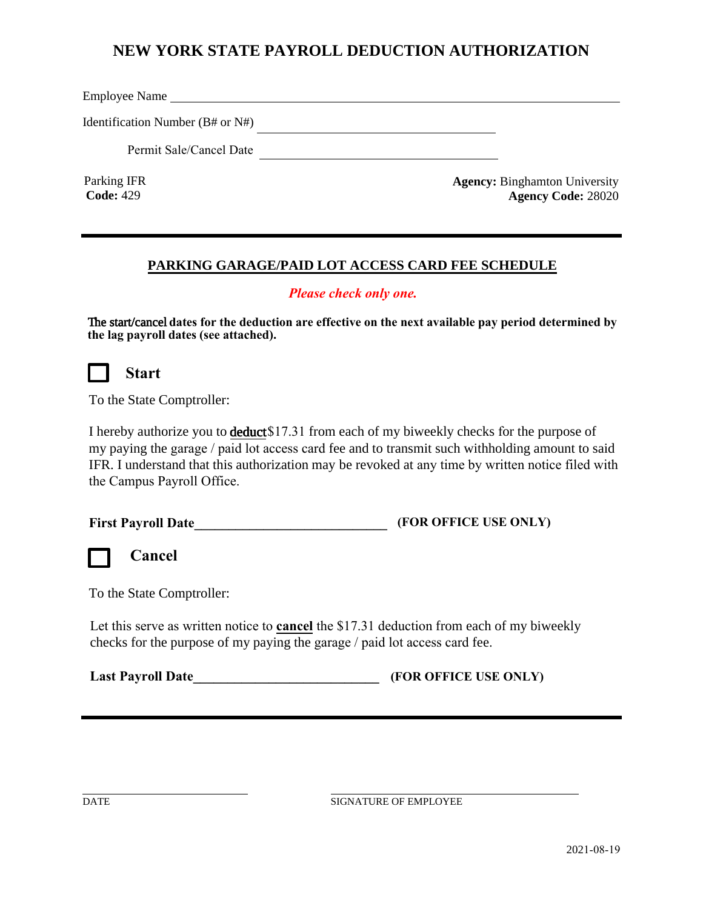# NEW YORK STATE PAYROLL DEDUCTION AUTHORIZATION

Employee Name ______________________________________________

Identification Number (B# or N#) ______________________________

Permit Sale/Cancel Date ______________________________

Parking IFR
**Code:** 429

**Agency:** Binghamton University
**Agency Code:** 28020

---

## PARKING GARAGE/PAID LOT ACCESS CARD FEE SCHEDULE

***Please check only one.***

**The start/cancel dates for the deduction are effective on the next available pay period determined by the lag payroll dates (see attached).**

☐ **Start**

To the State Comptroller:

I hereby authorize you to **deduct** $17.31 from each of my biweekly checks for the purpose of my paying the garage / paid lot access card fee and to transmit such withholding amount to said IFR. I understand that this authorization may be revoked at any time by written notice filed with the Campus Payroll Office.

**First Payroll Date______________________________ (FOR OFFICE USE ONLY)**

☐ **Cancel**

To the State Comptroller:

Let this serve as written notice to **cancel** the $17.31 deduction from each of my biweekly checks for the purpose of my paying the garage / paid lot access card fee.

**Last Payroll Date______________________________ (FOR OFFICE USE ONLY)**

---

______________________________ ______________________________
DATE SIGNATURE OF EMPLOYEE

2021-08-19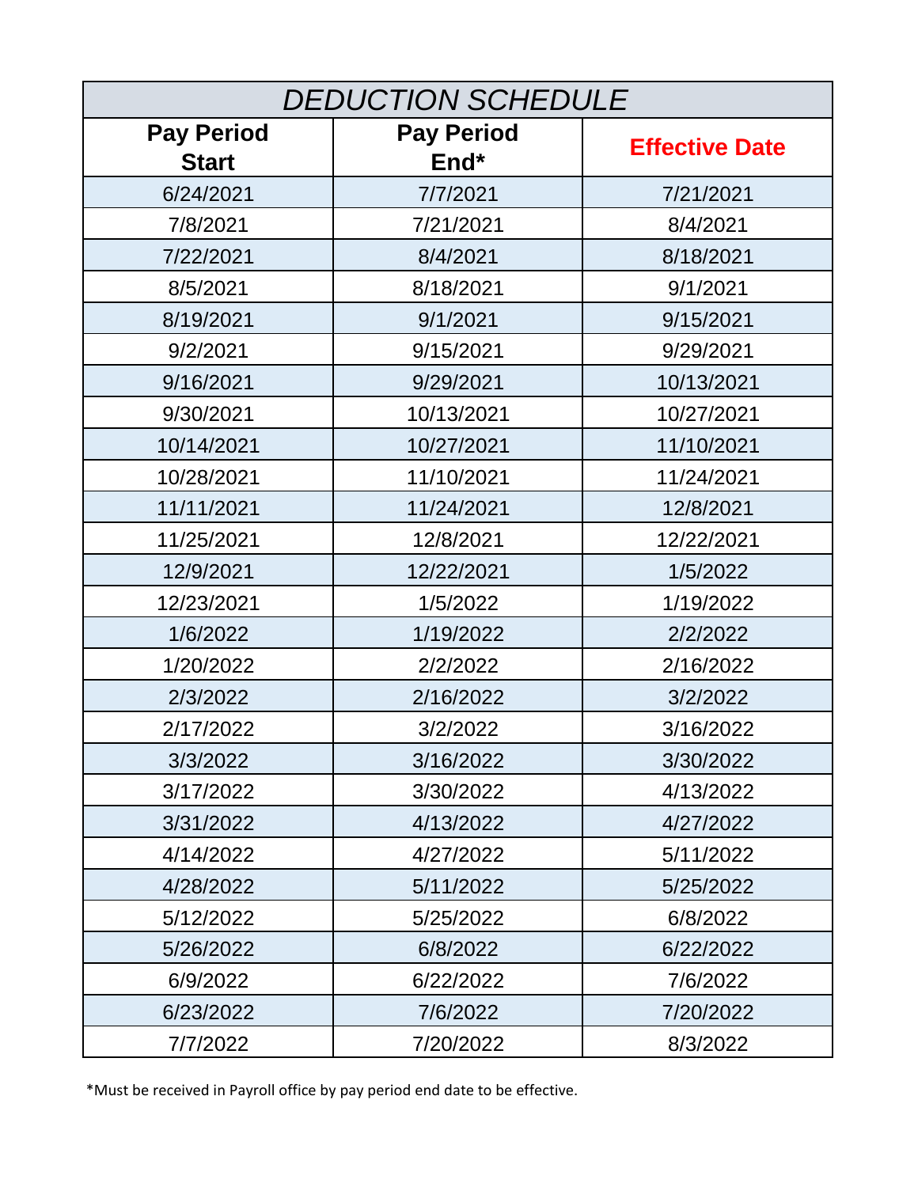| DEDUCTION SCHEDULE | | |
|---|---|---|
| **Pay Period Start** | **Pay Period End*** | **Effective Date** |
| 6/24/2021 | 7/7/2021 | 7/21/2021 |
| 7/8/2021 | 7/21/2021 | 8/4/2021 |
| 7/22/2021 | 8/4/2021 | 8/18/2021 |
| 8/5/2021 | 8/18/2021 | 9/1/2021 |
| 8/19/2021 | 9/1/2021 | 9/15/2021 |
| 9/2/2021 | 9/15/2021 | 9/29/2021 |
| 9/16/2021 | 9/29/2021 | 10/13/2021 |
| 9/30/2021 | 10/13/2021 | 10/27/2021 |
| 10/14/2021 | 10/27/2021 | 11/10/2021 |
| 10/28/2021 | 11/10/2021 | 11/24/2021 |
| 11/11/2021 | 11/24/2021 | 12/8/2021 |
| 11/25/2021 | 12/8/2021 | 12/22/2021 |
| 12/9/2021 | 12/22/2021 | 1/5/2022 |
| 12/23/2021 | 1/5/2022 | 1/19/2022 |
| 1/6/2022 | 1/19/2022 | 2/2/2022 |
| 1/20/2022 | 2/2/2022 | 2/16/2022 |
| 2/3/2022 | 2/16/2022 | 3/2/2022 |
| 2/17/2022 | 3/2/2022 | 3/16/2022 |
| 3/3/2022 | 3/16/2022 | 3/30/2022 |
| 3/17/2022 | 3/30/2022 | 4/13/2022 |
| 3/31/2022 | 4/13/2022 | 4/27/2022 |
| 4/14/2022 | 4/27/2022 | 5/11/2022 |
| 4/28/2022 | 5/11/2022 | 5/25/2022 |
| 5/12/2022 | 5/25/2022 | 6/8/2022 |
| 5/26/2022 | 6/8/2022 | 6/22/2022 |
| 6/9/2022 | 6/22/2022 | 7/6/2022 |
| 6/23/2022 | 7/6/2022 | 7/20/2022 |
| 7/7/2022 | 7/20/2022 | 8/3/2022 |

*Must be received in Payroll office by pay period end date to be effective.